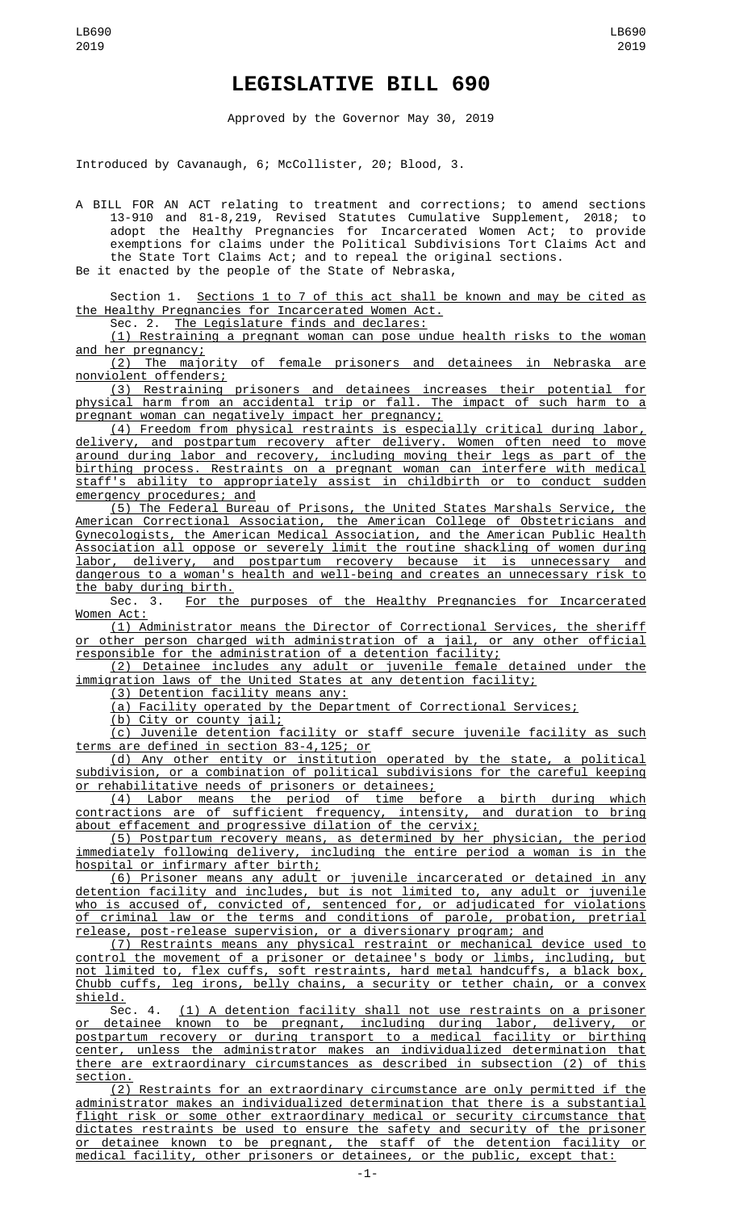# LEGISLATIVE BILL 690

Approved by the Governor May 30, 2019

Introduced by Cavanaugh, 6; McCollister, 20; Blood, 3.

A BILL FOR AN ACT relating to treatment and corrections; to amend sections 13-910 and 81-8,219, Revised Statutes Cumulative Supplement, 2018; to adopt the Healthy Pregnancies for Incarcerated Women Act; to provide exemptions for claims under the Political Subdivisions Tort Claims Act and the State Tort Claims Act; and to repeal the original sections.

Be it enacted by the people of the State of Nebraska,

Section 1. Sections 1 to 7 of this act shall be known and may be cited as the Healthy Pregnancies for Incarcerated Women Act.

Sec. 2. The Legislature finds and declares:

(1) Restraining a pregnant woman can pose undue health risks to the woman and her pregnancy;

(2) The majority of female prisoners and detainees in Nebraska are nonviolent offenders;

(3) Restraining prisoners and detainees increases their potential for physical harm from an accidental trip or fall. The impact of such harm to a pregnant woman can negatively impact her pregnancy;

(4) Freedom from physical restraints is especially critical during labor, delivery, and postpartum recovery after delivery. Women often need to move around during labor and recovery, including moving their legs as part of the birthing process. Restraints on a pregnant woman can interfere with medical staff's ability to appropriately assist in childbirth or to conduct sudden emergency procedures; and

(5) The Federal Bureau of Prisons, the United States Marshals Service, the American Correctional Association, the American College of Obstetricians and Gynecologists, the American Medical Association, and the American Public Health Association all oppose or severely limit the routine shackling of women during labor, delivery, and postpartum recovery because it is unnecessary and dangerous to a woman's health and well-being and creates an unnecessary risk to the baby during birth.

Sec. 3. For the purposes of the Healthy Pregnancies for Incarcerated Women Act:

(1) Administrator means the Director of Correctional Services, the sheriff or other person charged with administration of a jail, or any other official responsible for the administration of a detention facility;

(2) Detainee includes any adult or juvenile female detained under the immigration laws of the United States at any detention facility;

(3) Detention facility means any:

(a) Facility operated by the Department of Correctional Services;

(b) City or county jail;

(c) Juvenile detention facility or staff secure juvenile facility as such terms are defined in section 83-4,125; or

(d) Any other entity or institution operated by the state, a political subdivision, or a combination of political subdivisions for the careful keeping or rehabilitative needs of prisoners or detainees;

(4) Labor means the period of time before a birth during which contractions are of sufficient frequency, intensity, and duration to bring about effacement and progressive dilation of the cervix;

(5) Postpartum recovery means, as determined by her physician, the period immediately following delivery, including the entire period a woman is in the hospital or infirmary after birth;

(6) Prisoner means any adult or juvenile incarcerated or detained in any detention facility and includes, but is not limited to, any adult or juvenile who is accused of, convicted of, sentenced for, or adjudicated for violations of criminal law or the terms and conditions of parole, probation, pretrial release, post-release supervision, or a diversionary program; and

(7) Restraints means any physical restraint or mechanical device used to control the movement of a prisoner or detainee's body or limbs, including, but not limited to, flex cuffs, soft restraints, hard metal handcuffs, a black box, Chubb cuffs, leg irons, belly chains, a security or tether chain, or a convex shield.

Sec. 4. (1) A detention facility shall not use restraints on a prisoner or detainee known to be pregnant, including during labor, delivery, or postpartum recovery or during transport to a medical facility or birthing center, unless the administrator makes an individualized determination that there are extraordinary circumstances as described in subsection (2) of this section.

(2) Restraints for an extraordinary circumstance are only permitted if the administrator makes an individualized determination that there is a substantial flight risk or some other extraordinary medical or security circumstance that dictates restraints be used to ensure the safety and security of the prisoner or detainee known to be pregnant, the staff of the detention facility or medical facility, other prisoners or detainees, or the public, except that: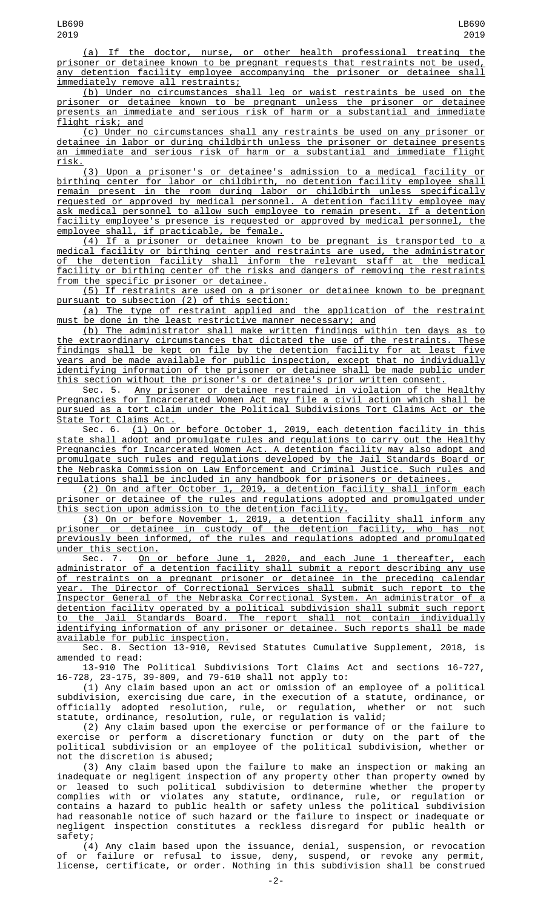(a) If the doctor, nurse, or other health professional treating the prisoner or detainee known to be pregnant requests that restraints not be used, any detention facility employee accompanying the prisoner or detainee shall immediately remove all restraints;

(b) Under no circumstances shall leg or waist restraints be used on the prisoner or detainee known to be pregnant unless the prisoner or detainee presents an immediate and serious risk of harm or a substantial and immediate flight risk; and

(c) Under no circumstances shall any restraints be used on any prisoner or detainee in labor or during childbirth unless the prisoner or detainee presents an immediate and serious risk of harm or a substantial and immediate flight risk.

(3) Upon a prisoner's or detainee's admission to a medical facility or birthing center for labor or childbirth, no detention facility employee shall remain present in the room during labor or childbirth unless specifically requested or approved by medical personnel. A detention facility employee may ask medical personnel to allow such employee to remain present. If a detention facility employee's presence is requested or approved by medical personnel, the employee shall, if practicable, be female.

(4) If a prisoner or detainee known to be pregnant is transported to a medical facility or birthing center and restraints are used, the administrator of the detention facility shall inform the relevant staff at the medical facility or birthing center of the risks and dangers of removing the restraints from the specific prisoner or detainee.

(5) If restraints are used on a prisoner or detainee known to be pregnant pursuant to subsection (2) of this section:

(a) The type of restraint applied and the application of the restraint must be done in the least restrictive manner necessary; and

(b) The administrator shall make written findings within ten days as to the extraordinary circumstances that dictated the use of the restraints. These findings shall be kept on file by the detention facility for at least five years and be made available for public inspection, except that no individually identifying information of the prisoner or detainee shall be made public under this section without the prisoner's or detainee's prior written consent.

Sec. 5. Any prisoner or detainee restrained in violation of the Healthy Pregnancies for Incarcerated Women Act may file a civil action which shall be pursued as a tort claim under the Political Subdivisions Tort Claims Act or the State Tort Claims Act.

Sec. 6. (1) On or before October 1, 2019, each detention facility in this state shall adopt and promulgate rules and regulations to carry out the Healthy Pregnancies for Incarcerated Women Act. A detention facility may also adopt and promulgate such rules and regulations developed by the Jail Standards Board or the Nebraska Commission on Law Enforcement and Criminal Justice. Such rules and regulations shall be included in any handbook for prisoners or detainees.

(2) On and after October 1, 2019, a detention facility shall inform each prisoner or detainee of the rules and regulations adopted and promulgated under this section upon admission to the detention facility.

(3) On or before November 1, 2019, a detention facility shall inform any prisoner or detainee in custody of the detention facility, who has not previously been informed, of the rules and regulations adopted and promulgated under this section.

Sec. 7. On or before June 1, 2020, and each June 1 thereafter, each administrator of a detention facility shall submit a report describing any use of restraints on a pregnant prisoner or detainee in the preceding calendar year. The Director of Correctional Services shall submit such report to the Inspector General of the Nebraska Correctional System. An administrator of a detention facility operated by a political subdivision shall submit such report to the Jail Standards Board. The report shall not contain individually identifying information of any prisoner or detainee. Such reports shall be made available for public inspection.

Sec. 8. Section 13-910, Revised Statutes Cumulative Supplement, 2018, is amended to read:

13-910 The Political Subdivisions Tort Claims Act and sections 16-727, 16-728, 23-175, 39-809, and 79-610 shall not apply to:

(1) Any claim based upon an act or omission of an employee of a political subdivision, exercising due care, in the execution of a statute, ordinance, or officially adopted resolution, rule, or regulation, whether or not such statute, ordinance, resolution, rule, or regulation is valid;

(2) Any claim based upon the exercise or performance of or the failure to exercise or perform a discretionary function or duty on the part of the political subdivision or an employee of the political subdivision, whether or not the discretion is abused;

(3) Any claim based upon the failure to make an inspection or making an inadequate or negligent inspection of any property other than property owned by or leased to such political subdivision to determine whether the property complies with or violates any statute, ordinance, rule, or regulation or contains a hazard to public health or safety unless the political subdivision had reasonable notice of such hazard or the failure to inspect or inadequate or negligent inspection constitutes a reckless disregard for public health or safety;

(4) Any claim based upon the issuance, denial, suspension, or revocation of or failure or refusal to issue, deny, suspend, or revoke any permit, license, certificate, or order. Nothing in this subdivision shall be construed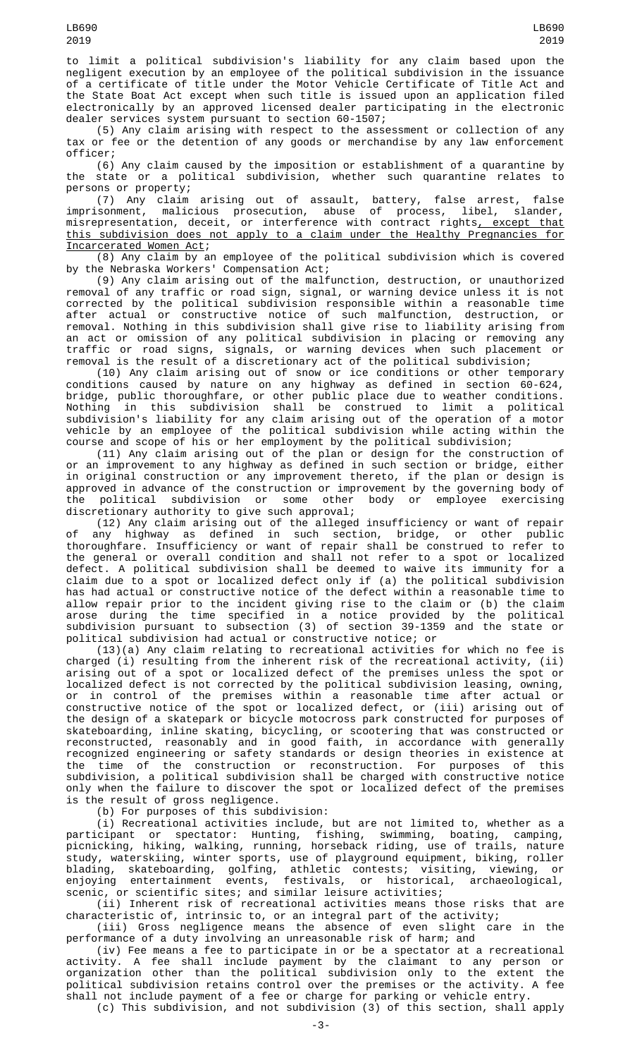to limit a political subdivision's liability for any claim based upon the negligent execution by an employee of the political subdivision in the issuance of a certificate of title under the Motor Vehicle Certificate of Title Act and the State Boat Act except when such title is issued upon an application filed electronically by an approved licensed dealer participating in the electronic dealer services system pursuant to section 60-1507;

(5) Any claim arising with respect to the assessment or collection of any tax or fee or the detention of any goods or merchandise by any law enforcement officer;

(6) Any claim caused by the imposition or establishment of a quarantine by the state or a political subdivision, whether such quarantine relates to persons or property;

(7) Any claim arising out of assault, battery, false arrest, false imprisonment, malicious prosecution, abuse of process, libel, slander, misrepresentation, deceit, or interference with contract rights, except that this subdivision does not apply to a claim under the Healthy Pregnancies for Incarcerated Women Act;

(8) Any claim by an employee of the political subdivision which is covered by the Nebraska Workers' Compensation Act;

(9) Any claim arising out of the malfunction, destruction, or unauthorized removal of any traffic or road sign, signal, or warning device unless it is not corrected by the political subdivision responsible within a reasonable time after actual or constructive notice of such malfunction, destruction, or removal. Nothing in this subdivision shall give rise to liability arising from an act or omission of any political subdivision in placing or removing any traffic or road signs, signals, or warning devices when such placement or removal is the result of a discretionary act of the political subdivision;

(10) Any claim arising out of snow or ice conditions or other temporary conditions caused by nature on any highway as defined in section 60-624, bridge, public thoroughfare, or other public place due to weather conditions. Nothing in this subdivision shall be construed to limit a political subdivision's liability for any claim arising out of the operation of a motor vehicle by an employee of the political subdivision while acting within the course and scope of his or her employment by the political subdivision;

(11) Any claim arising out of the plan or design for the construction of or an improvement to any highway as defined in such section or bridge, either in original construction or any improvement thereto, if the plan or design is approved in advance of the construction or improvement by the governing body of the political subdivision or some other body or employee exercising discretionary authority to give such approval;

(12) Any claim arising out of the alleged insufficiency or want of repair of any highway as defined in such section, bridge, or other public thoroughfare. Insufficiency or want of repair shall be construed to refer to the general or overall condition and shall not refer to a spot or localized defect. A political subdivision shall be deemed to waive its immunity for a claim due to a spot or localized defect only if (a) the political subdivision has had actual or constructive notice of the defect within a reasonable time to allow repair prior to the incident giving rise to the claim or (b) the claim arose during the time specified in a notice provided by the political subdivision pursuant to subsection (3) of section 39-1359 and the state or political subdivision had actual or constructive notice; or

(13)(a) Any claim relating to recreational activities for which no fee is charged (i) resulting from the inherent risk of the recreational activity, (ii) arising out of a spot or localized defect of the premises unless the spot or localized defect is not corrected by the political subdivision leasing, owning, or in control of the premises within a reasonable time after actual or constructive notice of the spot or localized defect, or (iii) arising out of the design of a skatepark or bicycle motocross park constructed for purposes of skateboarding, inline skating, bicycling, or scootering that was constructed or reconstructed, reasonably and in good faith, in accordance with generally recognized engineering or safety standards or design theories in existence at the time of the construction or reconstruction. For purposes of this subdivision, a political subdivision shall be charged with constructive notice only when the failure to discover the spot or localized defect of the premises is the result of gross negligence.

(b) For purposes of this subdivision:

(i) Recreational activities include, but are not limited to, whether as a participant or spectator: Hunting, fishing, swimming, boating, camping, picnicking, hiking, walking, running, horseback riding, use of trails, nature study, waterskiing, winter sports, use of playground equipment, biking, roller blading, skateboarding, golfing, athletic contests; visiting, viewing, or enjoying entertainment events, festivals, or historical, archaeological, scenic, or scientific sites; and similar leisure activities;

(ii) Inherent risk of recreational activities means those risks that are characteristic of, intrinsic to, or an integral part of the activity;

(iii) Gross negligence means the absence of even slight care in the performance of a duty involving an unreasonable risk of harm; and

(iv) Fee means a fee to participate in or be a spectator at a recreational activity. A fee shall include payment by the claimant to any person or organization other than the political subdivision only to the extent the political subdivision retains control over the premises or the activity. A fee shall not include payment of a fee or charge for parking or vehicle entry.

(c) This subdivision, and not subdivision (3) of this section, shall apply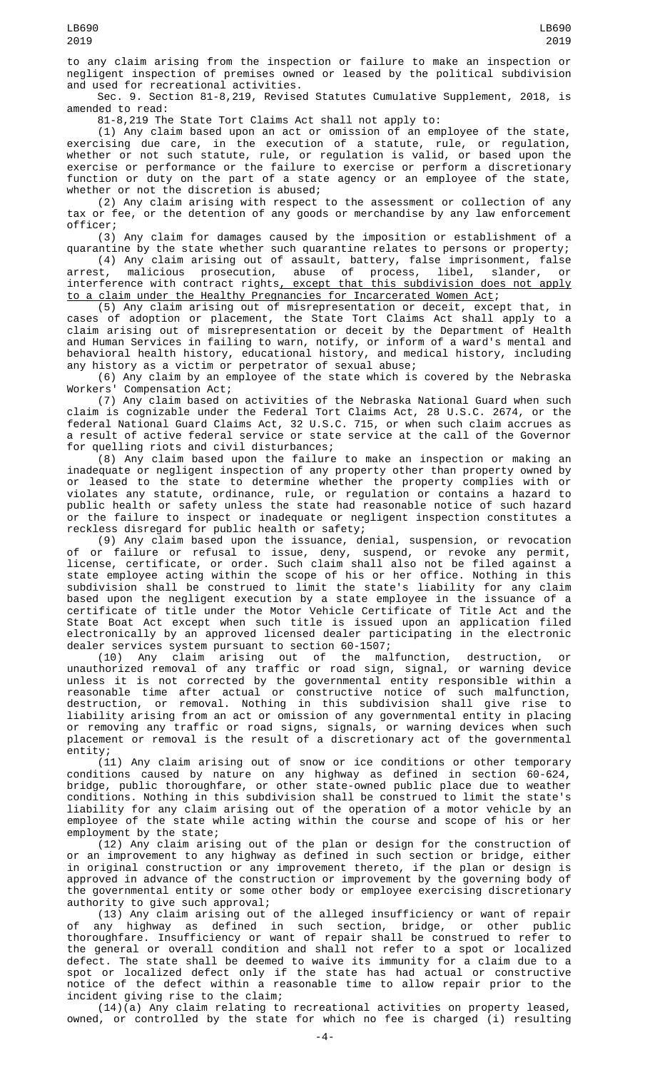to any claim arising from the inspection or failure to make an inspection or negligent inspection of premises owned or leased by the political subdivision and used for recreational activities.

Sec. 9. Section 81-8,219, Revised Statutes Cumulative Supplement, 2018, is amended to read:

81-8,219 The State Tort Claims Act shall not apply to:

(1) Any claim based upon an act or omission of an employee of the state, exercising due care, in the execution of a statute, rule, or regulation, whether or not such statute, rule, or regulation is valid, or based upon the exercise or performance or the failure to exercise or perform a discretionary function or duty on the part of a state agency or an employee of the state, whether or not the discretion is abused;

(2) Any claim arising with respect to the assessment or collection of any tax or fee, or the detention of any goods or merchandise by any law enforcement officer;

(3) Any claim for damages caused by the imposition or establishment of a quarantine by the state whether such quarantine relates to persons or property;

(4) Any claim arising out of assault, battery, false imprisonment, false arrest, malicious prosecution, abuse of process, libel, slander, or interference with contract rights, except that this subdivision does not apply to a claim under the Healthy Pregnancies for Incarcerated Women Act;

(5) Any claim arising out of misrepresentation or deceit, except that, in cases of adoption or placement, the State Tort Claims Act shall apply to a claim arising out of misrepresentation or deceit by the Department of Health and Human Services in failing to warn, notify, or inform of a ward's mental and behavioral health history, educational history, and medical history, including any history as a victim or perpetrator of sexual abuse;

(6) Any claim by an employee of the state which is covered by the Nebraska Workers' Compensation Act;

(7) Any claim based on activities of the Nebraska National Guard when such claim is cognizable under the Federal Tort Claims Act, 28 U.S.C. 2674, or the federal National Guard Claims Act, 32 U.S.C. 715, or when such claim accrues as a result of active federal service or state service at the call of the Governor for quelling riots and civil disturbances;

(8) Any claim based upon the failure to make an inspection or making an inadequate or negligent inspection of any property other than property owned by or leased to the state to determine whether the property complies with or violates any statute, ordinance, rule, or regulation or contains a hazard to public health or safety unless the state had reasonable notice of such hazard or the failure to inspect or inadequate or negligent inspection constitutes a reckless disregard for public health or safety;

(9) Any claim based upon the issuance, denial, suspension, or revocation of or failure or refusal to issue, deny, suspend, or revoke any permit, license, certificate, or order. Such claim shall also not be filed against a state employee acting within the scope of his or her office. Nothing in this subdivision shall be construed to limit the state's liability for any claim based upon the negligent execution by a state employee in the issuance of a certificate of title under the Motor Vehicle Certificate of Title Act and the State Boat Act except when such title is issued upon an application filed electronically by an approved licensed dealer participating in the electronic dealer services system pursuant to section 60-1507;

(10) Any claim arising out of the malfunction, destruction, or unauthorized removal of any traffic or road sign, signal, or warning device unless it is not corrected by the governmental entity responsible within a reasonable time after actual or constructive notice of such malfunction, destruction, or removal. Nothing in this subdivision shall give rise to liability arising from an act or omission of any governmental entity in placing or removing any traffic or road signs, signals, or warning devices when such placement or removal is the result of a discretionary act of the governmental entity;

(11) Any claim arising out of snow or ice conditions or other temporary conditions caused by nature on any highway as defined in section 60-624, bridge, public thoroughfare, or other state-owned public place due to weather conditions. Nothing in this subdivision shall be construed to limit the state's liability for any claim arising out of the operation of a motor vehicle by an employee of the state while acting within the course and scope of his or her employment by the state;

(12) Any claim arising out of the plan or design for the construction of or an improvement to any highway as defined in such section or bridge, either in original construction or any improvement thereto, if the plan or design is approved in advance of the construction or improvement by the governing body of the governmental entity or some other body or employee exercising discretionary authority to give such approval;

(13) Any claim arising out of the alleged insufficiency or want of repair of any highway as defined in such section, bridge, or other public thoroughfare. Insufficiency or want of repair shall be construed to refer to the general or overall condition and shall not refer to a spot or localized defect. The state shall be deemed to waive its immunity for a claim due to a spot or localized defect only if the state has had actual or constructive notice of the defect within a reasonable time to allow repair prior to the incident giving rise to the claim;

(14)(a) Any claim relating to recreational activities on property leased, owned, or controlled by the state for which no fee is charged (i) resulting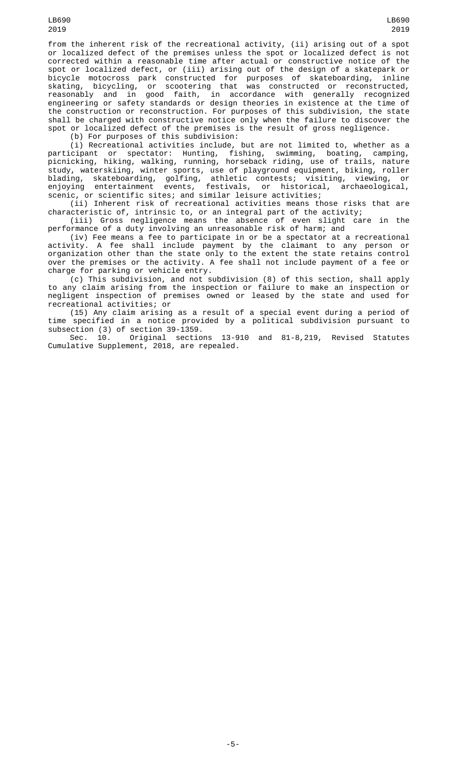from the inherent risk of the recreational activity, (ii) arising out of a spot or localized defect of the premises unless the spot or localized defect is not corrected within a reasonable time after actual or constructive notice of the spot or localized defect, or (iii) arising out of the design of a skatepark or bicycle motocross park constructed for purposes of skateboarding, inline skating, bicycling, or scootering that was constructed or reconstructed, reasonably and in good faith, in accordance with generally recognized engineering or safety standards or design theories in existence at the time of the construction or reconstruction. For purposes of this subdivision, the state shall be charged with constructive notice only when the failure to discover the spot or localized defect of the premises is the result of gross negligence.

(b) For purposes of this subdivision:

(i) Recreational activities include, but are not limited to, whether as a participant or spectator: Hunting, fishing, swimming, boating, camping, picnicking, hiking, walking, running, horseback riding, use of trails, nature study, waterskiing, winter sports, use of playground equipment, biking, roller blading, skateboarding, golfing, athletic contests; visiting, viewing, or enjoying entertainment events, festivals, or historical, archaeological, scenic, or scientific sites; and similar leisure activities;

(ii) Inherent risk of recreational activities means those risks that are characteristic of, intrinsic to, or an integral part of the activity;

(iii) Gross negligence means the absence of even slight care in the performance of a duty involving an unreasonable risk of harm; and

(iv) Fee means a fee to participate in or be a spectator at a recreational activity. A fee shall include payment by the claimant to any person or organization other than the state only to the extent the state retains control over the premises or the activity. A fee shall not include payment of a fee or charge for parking or vehicle entry.

(c) This subdivision, and not subdivision (8) of this section, shall apply to any claim arising from the inspection or failure to make an inspection or negligent inspection of premises owned or leased by the state and used for recreational activities; or

(15) Any claim arising as a result of a special event during a period of time specified in a notice provided by a political subdivision pursuant to subsection (3) of section 39-1359.

Sec. 10. Original sections 13-910 and 81-8,219, Revised Statutes Cumulative Supplement, 2018, are repealed.